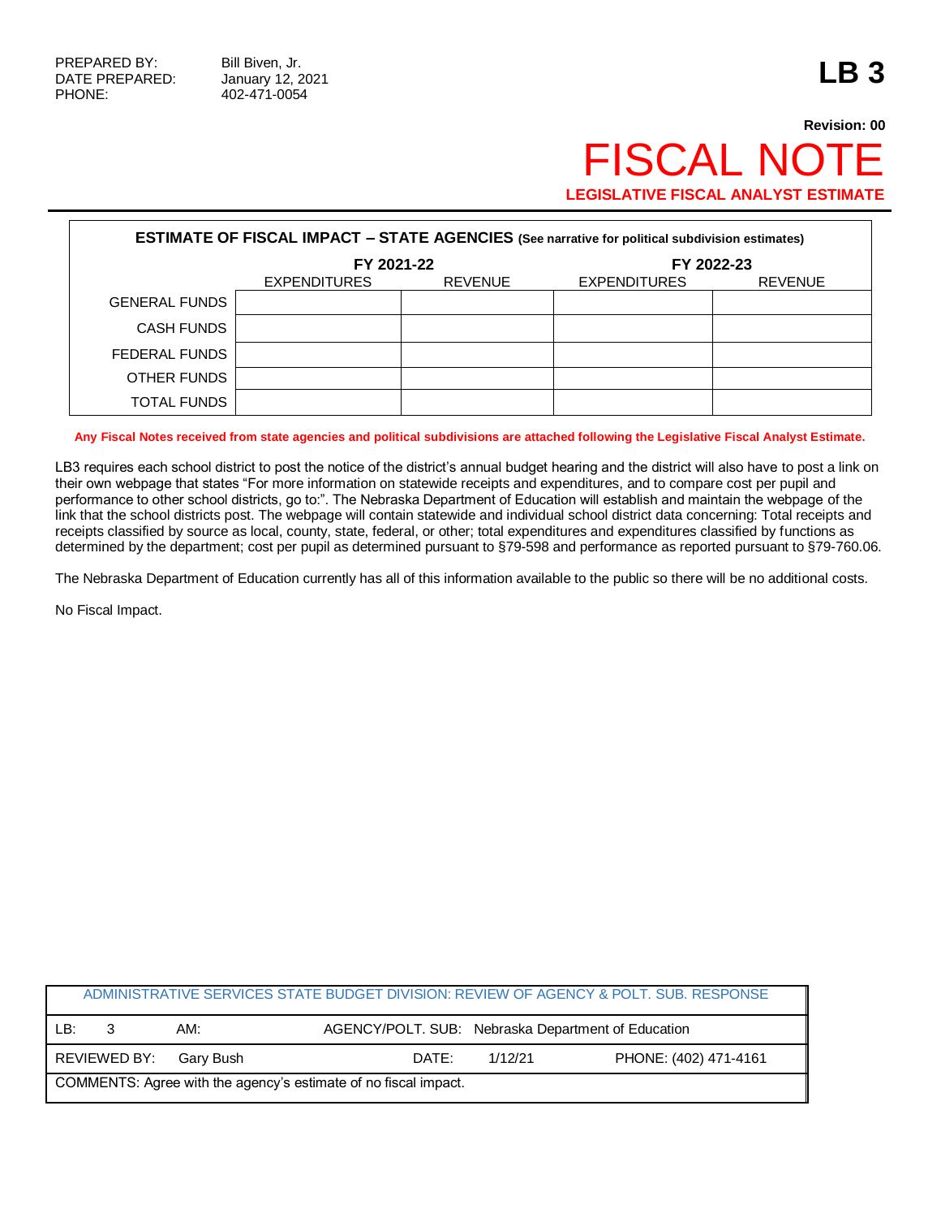PREPARED BY: Bill Biven, Jr.
DATE PREPARED: January 12, 2021
PHONE: 402-471-0054

# LB 3

**Revision: 00**

# FISCAL NOTE

**LEGISLATIVE FISCAL ANALYST ESTIMATE**

**ESTIMATE OF FISCAL IMPACT – STATE AGENCIES (See narrative for political subdivision estimates)**

| | FY 2021-22 | | FY 2022-23 | |
|---|---|---|---|---|
| | EXPENDITURES | REVENUE | EXPENDITURES | REVENUE |
| GENERAL FUNDS | | | | |
| CASH FUNDS | | | | |
| FEDERAL FUNDS | | | | |
| OTHER FUNDS | | | | |
| TOTAL FUNDS | | | | |

**Any Fiscal Notes received from state agencies and political subdivisions are attached following the Legislative Fiscal Analyst Estimate.**

LB3 requires each school district to post the notice of the district's annual budget hearing and the district will also have to post a link on their own webpage that states "For more information on statewide receipts and expenditures, and to compare cost per pupil and performance to other school districts, go to:". The Nebraska Department of Education will establish and maintain the webpage of the link that the school districts post. The webpage will contain statewide and individual school district data concerning: Total receipts and receipts classified by source as local, county, state, federal, or other; total expenditures and expenditures classified by functions as determined by the department; cost per pupil as determined pursuant to §79-598 and performance as reported pursuant to §79-760.06.

The Nebraska Department of Education currently has all of this information available to the public so there will be no additional costs.

No Fiscal Impact.

| ADMINISTRATIVE SERVICES STATE BUDGET DIVISION: REVIEW OF AGENCY & POLT. SUB. RESPONSE | | | |
|---|---|---|---|
| LB: 3 | AM: | AGENCY/POLT. SUB: Nebraska Department of Education | |
| REVIEWED BY: Gary Bush | DATE: 1/12/21 | PHONE: (402) 471-4161 | |
| COMMENTS: Agree with the agency's estimate of no fiscal impact. | | | |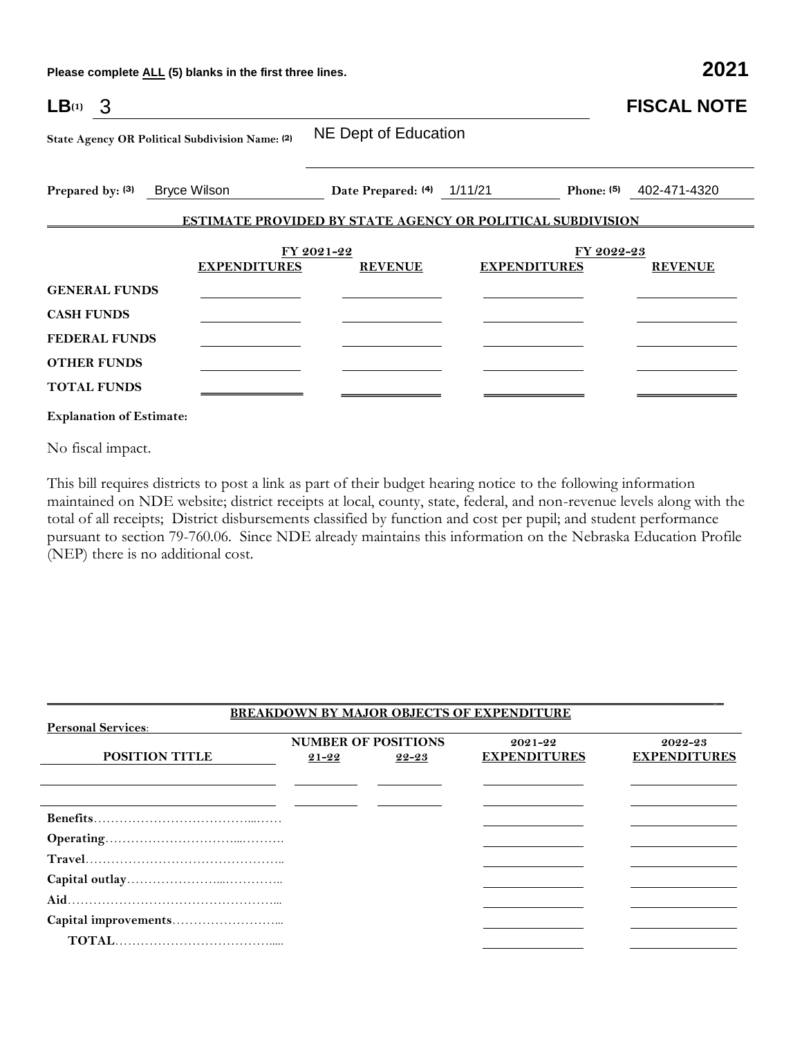Please complete ALL (5) blanks in the first three lines. **2021**

**LB(1)** 3 **FISCAL NOTE**

**State Agency OR Political Subdivision Name: (2)** NE Dept of Education

**Prepared by: (3)** Bryce Wilson **Date Prepared: (4)** 1/11/21 **Phone: (5)** 402-471-4320

**ESTIMATE PROVIDED BY STATE AGENCY OR POLITICAL SUBDIVISION**

| | FY 2021-22 | | FY 2022-23 | |
|---|---|---|---|---|
| | **EXPENDITURES** | **REVENUE** | **EXPENDITURES** | **REVENUE** |
| **GENERAL FUNDS** | | | | |
| **CASH FUNDS** | | | | |
| **FEDERAL FUNDS** | | | | |
| **OTHER FUNDS** | | | | |
| **TOTAL FUNDS** | | | | |

**Explanation of Estimate:**

No fiscal impact.

This bill requires districts to post a link as part of their budget hearing notice to the following information maintained on NDE website; district receipts at local, county, state, federal, and non-revenue levels along with the total of all receipts; District disbursements classified by function and cost per pupil; and student performance pursuant to section 79-760.06. Since NDE already maintains this information on the Nebraska Education Profile (NEP) there is no additional cost.

**BREAKDOWN BY MAJOR OBJECTS OF EXPENDITURE**

**Personal Services**:

| POSITION TITLE | NUMBER OF POSITIONS 21-22 | 22-23 | 2021-22 EXPENDITURES | 2022-23 EXPENDITURES |
|---|---|---|---|---|
| | | | | |
| | | | | |
| **Benefits** | | | | |
| **Operating** | | | | |
| **Travel** | | | | |
| **Capital outlay** | | | | |
| **Aid** | | | | |
| **Capital improvements** | | | | |
| **TOTAL** | | | | |